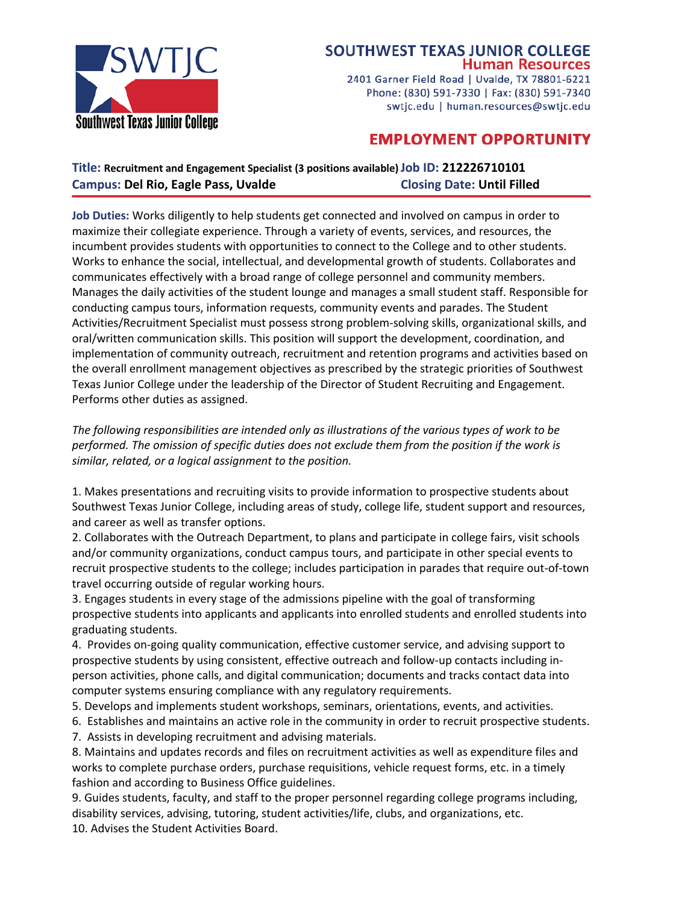# SOUTHWEST TEXAS JUNIOR COLLEGE
## Human Resources

2401 Garner Field Road | Uvalde, TX 78801-6221
Phone: (830) 591-7330 | Fax: (830) 591-7340
swtjc.edu | human.resources@swtjc.edu

## EMPLOYMENT OPPORTUNITY

**Title:** **Recruitment and Engagement Specialist (3 positions available)** **Job ID:** **212226710101**
**Campus:** **Del Rio, Eagle Pass, Uvalde** **Closing Date:** **Until Filled**

**Job Duties:** Works diligently to help students get connected and involved on campus in order to maximize their collegiate experience. Through a variety of events, services, and resources, the incumbent provides students with opportunities to connect to the College and to other students. Works to enhance the social, intellectual, and developmental growth of students. Collaborates and communicates effectively with a broad range of college personnel and community members. Manages the daily activities of the student lounge and manages a small student staff. Responsible for conducting campus tours, information requests, community events and parades. The Student Activities/Recruitment Specialist must possess strong problem-solving skills, organizational skills, and oral/written communication skills. This position will support the development, coordination, and implementation of community outreach, recruitment and retention programs and activities based on the overall enrollment management objectives as prescribed by the strategic priorities of Southwest Texas Junior College under the leadership of the Director of Student Recruiting and Engagement. Performs other duties as assigned.

*The following responsibilities are intended only as illustrations of the various types of work to be performed. The omission of specific duties does not exclude them from the position if the work is similar, related, or a logical assignment to the position.*

1. Makes presentations and recruiting visits to provide information to prospective students about Southwest Texas Junior College, including areas of study, college life, student support and resources, and career as well as transfer options.
2. Collaborates with the Outreach Department, to plans and participate in college fairs, visit schools and/or community organizations, conduct campus tours, and participate in other special events to recruit prospective students to the college; includes participation in parades that require out-of-town travel occurring outside of regular working hours.
3. Engages students in every stage of the admissions pipeline with the goal of transforming prospective students into applicants and applicants into enrolled students and enrolled students into graduating students.
4. Provides on-going quality communication, effective customer service, and advising support to prospective students by using consistent, effective outreach and follow-up contacts including in-person activities, phone calls, and digital communication; documents and tracks contact data into computer systems ensuring compliance with any regulatory requirements.
5. Develops and implements student workshops, seminars, orientations, events, and activities.
6. Establishes and maintains an active role in the community in order to recruit prospective students.
7. Assists in developing recruitment and advising materials.
8. Maintains and updates records and files on recruitment activities as well as expenditure files and works to complete purchase orders, purchase requisitions, vehicle request forms, etc. in a timely fashion and according to Business Office guidelines.
9. Guides students, faculty, and staff to the proper personnel regarding college programs including, disability services, advising, tutoring, student activities/life, clubs, and organizations, etc.
10. Advises the Student Activities Board.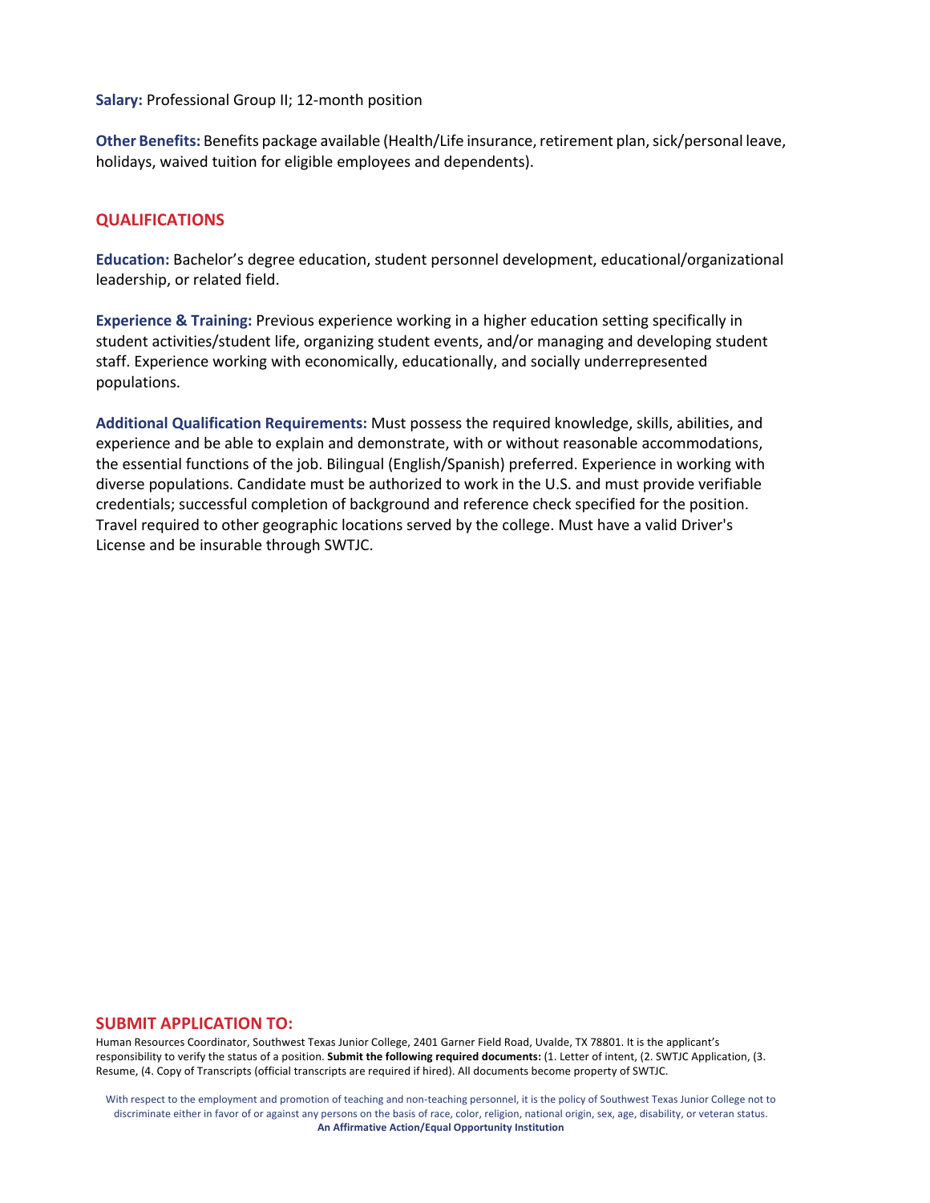**Salary:** Professional Group II; 12-month position

**Other Benefits:** Benefits package available (Health/Life insurance, retirement plan, sick/personal leave, holidays, waived tuition for eligible employees and dependents).

## QUALIFICATIONS

**Education:** Bachelor's degree education, student personnel development, educational/organizational leadership, or related field.

**Experience & Training:** Previous experience working in a higher education setting specifically in student activities/student life, organizing student events, and/or managing and developing student staff. Experience working with economically, educationally, and socially underrepresented populations.

**Additional Qualification Requirements:** Must possess the required knowledge, skills, abilities, and experience and be able to explain and demonstrate, with or without reasonable accommodations, the essential functions of the job. Bilingual (English/Spanish) preferred. Experience in working with diverse populations. Candidate must be authorized to work in the U.S. and must provide verifiable credentials; successful completion of background and reference check specified for the position. Travel required to other geographic locations served by the college. Must have a valid Driver's License and be insurable through SWTJC.

## SUBMIT APPLICATION TO:

Human Resources Coordinator, Southwest Texas Junior College, 2401 Garner Field Road, Uvalde, TX 78801. It is the applicant's responsibility to verify the status of a position. **Submit the following required documents:** (1. Letter of intent, (2. SWTJC Application, (3. Resume, (4. Copy of Transcripts (official transcripts are required if hired). All documents become property of SWTJC.

With respect to the employment and promotion of teaching and non-teaching personnel, it is the policy of Southwest Texas Junior College not to discriminate either in favor of or against any persons on the basis of race, color, religion, national origin, sex, age, disability, or veteran status.

**An Affirmative Action/Equal Opportunity Institution**